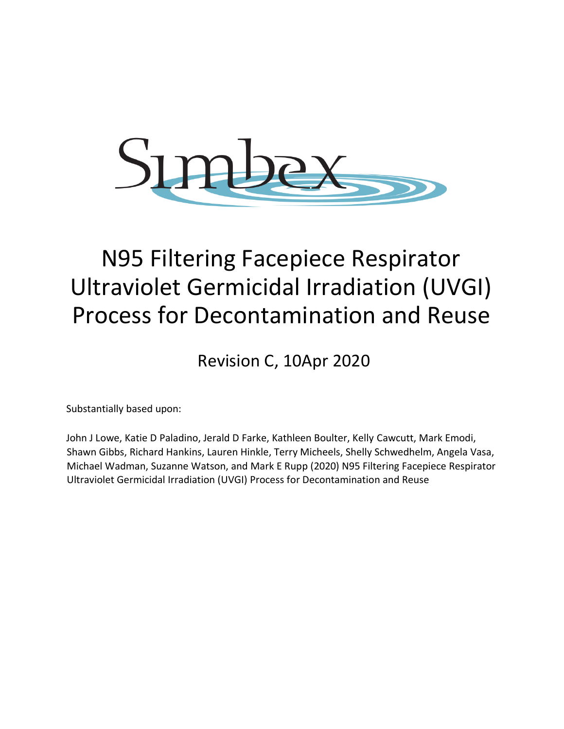Simbex

# N95 Filtering Facepiece Respirator Ultraviolet Germicidal Irradiation (UVGI) Process for Decontamination and Reuse

Revision C, 10Apr 2020

Substantially based upon:

John J Lowe, Katie D Paladino, Jerald D Farke, Kathleen Boulter, Kelly Cawcutt, Mark Emodi, Shawn Gibbs, Richard Hankins, Lauren Hinkle, Terry Micheels, Shelly Schwedhelm, Angela Vasa, Michael Wadman, Suzanne Watson, and Mark E Rupp (2020) N95 Filtering Facepiece Respirator Ultraviolet Germicidal Irradiation (UVGI) Process for Decontamination and Reuse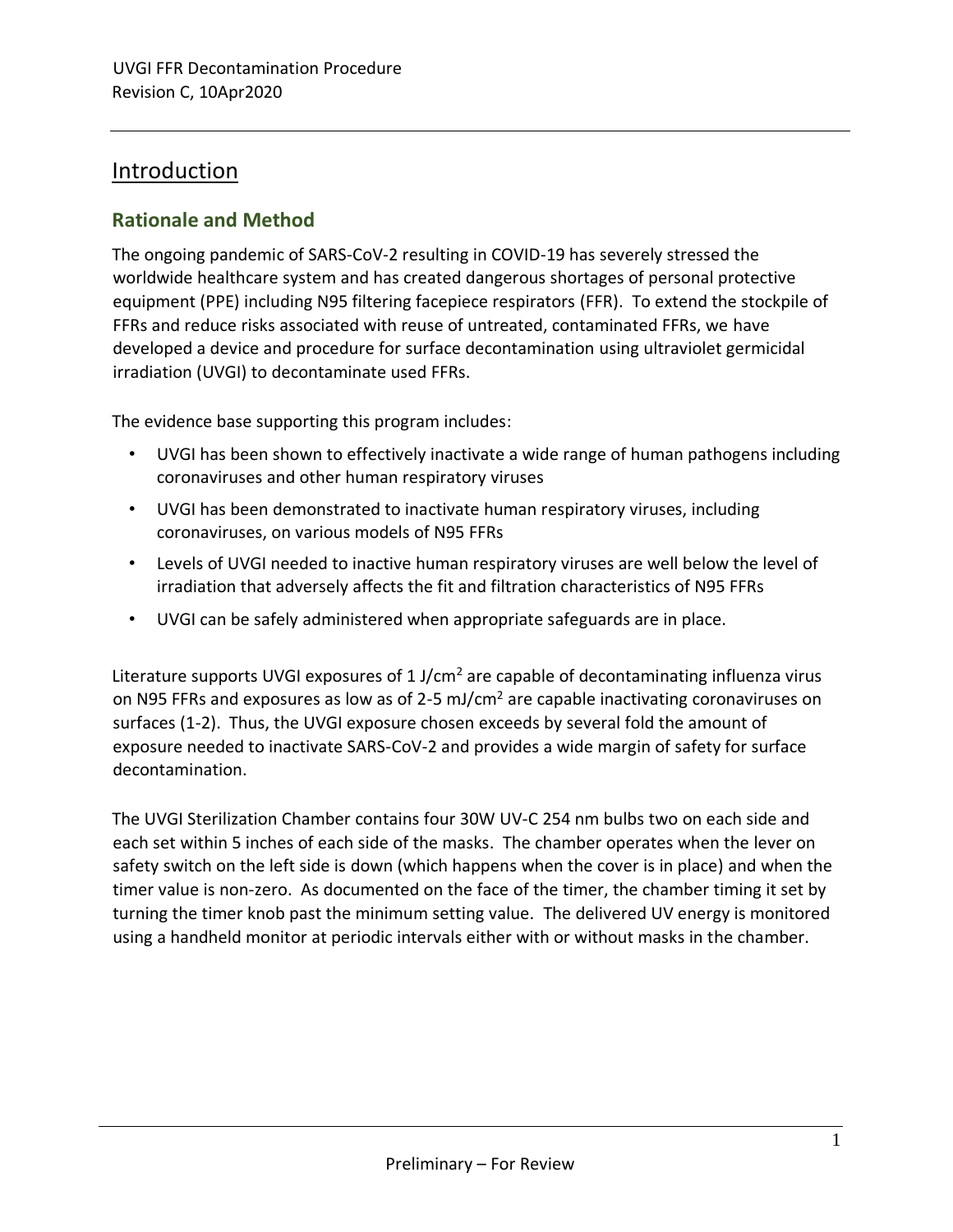# Introduction

## Rationale and Method

The ongoing pandemic of SARS-CoV-2 resulting in COVID-19 has severely stressed the worldwide healthcare system and has created dangerous shortages of personal protective equipment (PPE) including N95 filtering facepiece respirators (FFR). To extend the stockpile of FFRs and reduce risks associated with reuse of untreated, contaminated FFRs, we have developed a device and procedure for surface decontamination using ultraviolet germicidal irradiation (UVGI) to decontaminate used FFRs.

The evidence base supporting this program includes:

- UVGI has been shown to effectively inactivate a wide range of human pathogens including coronaviruses and other human respiratory viruses
- UVGI has been demonstrated to inactivate human respiratory viruses, including coronaviruses, on various models of N95 FFRs
- Levels of UVGI needed to inactive human respiratory viruses are well below the level of irradiation that adversely affects the fit and filtration characteristics of N95 FFRs
- UVGI can be safely administered when appropriate safeguards are in place.

Literature supports UVGI exposures of 1 $J/cm^2$ are capable of decontaminating influenza virus on N95 FFRs and exposures as low as of 2-5 $mJ/cm^2$ are capable inactivating coronaviruses on surfaces (1-2). Thus, the UVGI exposure chosen exceeds by several fold the amount of exposure needed to inactivate SARS-CoV-2 and provides a wide margin of safety for surface decontamination.

The UVGI Sterilization Chamber contains four 30W UV-C 254 nm bulbs two on each side and each set within 5 inches of each side of the masks. The chamber operates when the lever on safety switch on the left side is down (which happens when the cover is in place) and when the timer value is non-zero. As documented on the face of the timer, the chamber timing it set by turning the timer knob past the minimum setting value. The delivered UV energy is monitored using a handheld monitor at periodic intervals either with or without masks in the chamber.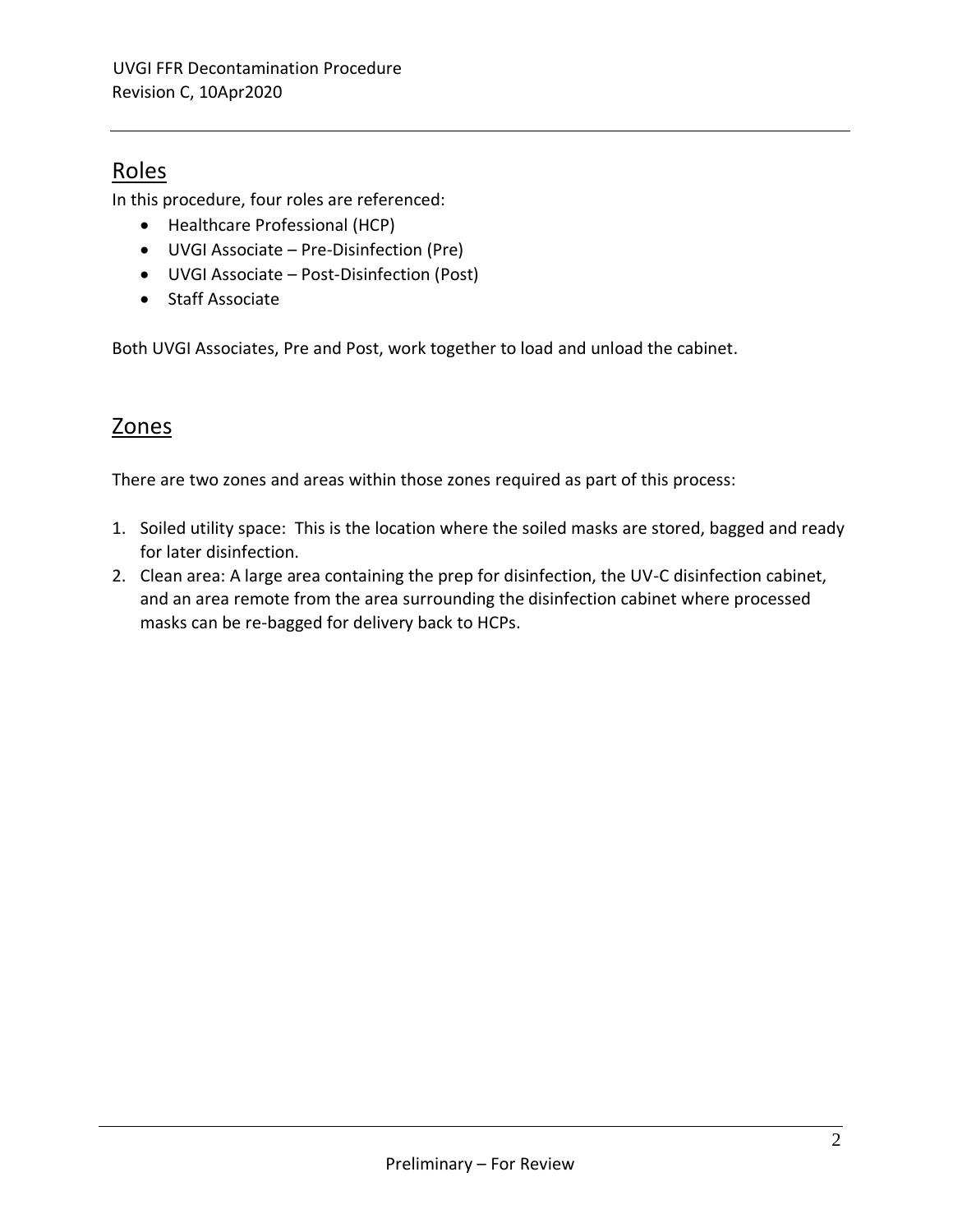## Roles

In this procedure, four roles are referenced:

- Healthcare Professional (HCP)
- UVGI Associate – Pre-Disinfection (Pre)
- UVGI Associate – Post-Disinfection (Post)
- Staff Associate

Both UVGI Associates, Pre and Post, work together to load and unload the cabinet.

## Zones

There are two zones and areas within those zones required as part of this process:

1. Soiled utility space: This is the location where the soiled masks are stored, bagged and ready for later disinfection.
2. Clean area: A large area containing the prep for disinfection, the UV-C disinfection cabinet, and an area remote from the area surrounding the disinfection cabinet where processed masks can be re-bagged for delivery back to HCPs.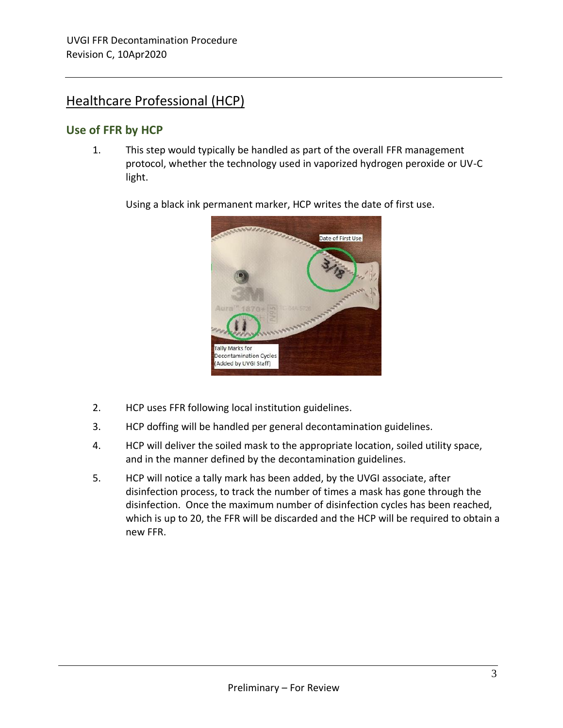## Healthcare Professional (HCP)

### Use of FFR by HCP

1. This step would typically be handled as part of the overall FFR management protocol, whether the technology used in vaporized hydrogen peroxide or UV-C light.

   Using a black ink permanent marker, HCP writes the date of first use.

2. HCP uses FFR following local institution guidelines.
3. HCP doffing will be handled per general decontamination guidelines.
4. HCP will deliver the soiled mask to the appropriate location, soiled utility space, and in the manner defined by the decontamination guidelines.
5. HCP will notice a tally mark has been added, by the UVGI associate, after disinfection process, to track the number of times a mask has gone through the disinfection. Once the maximum number of disinfection cycles has been reached, which is up to 20, the FFR will be discarded and the HCP will be required to obtain a new FFR.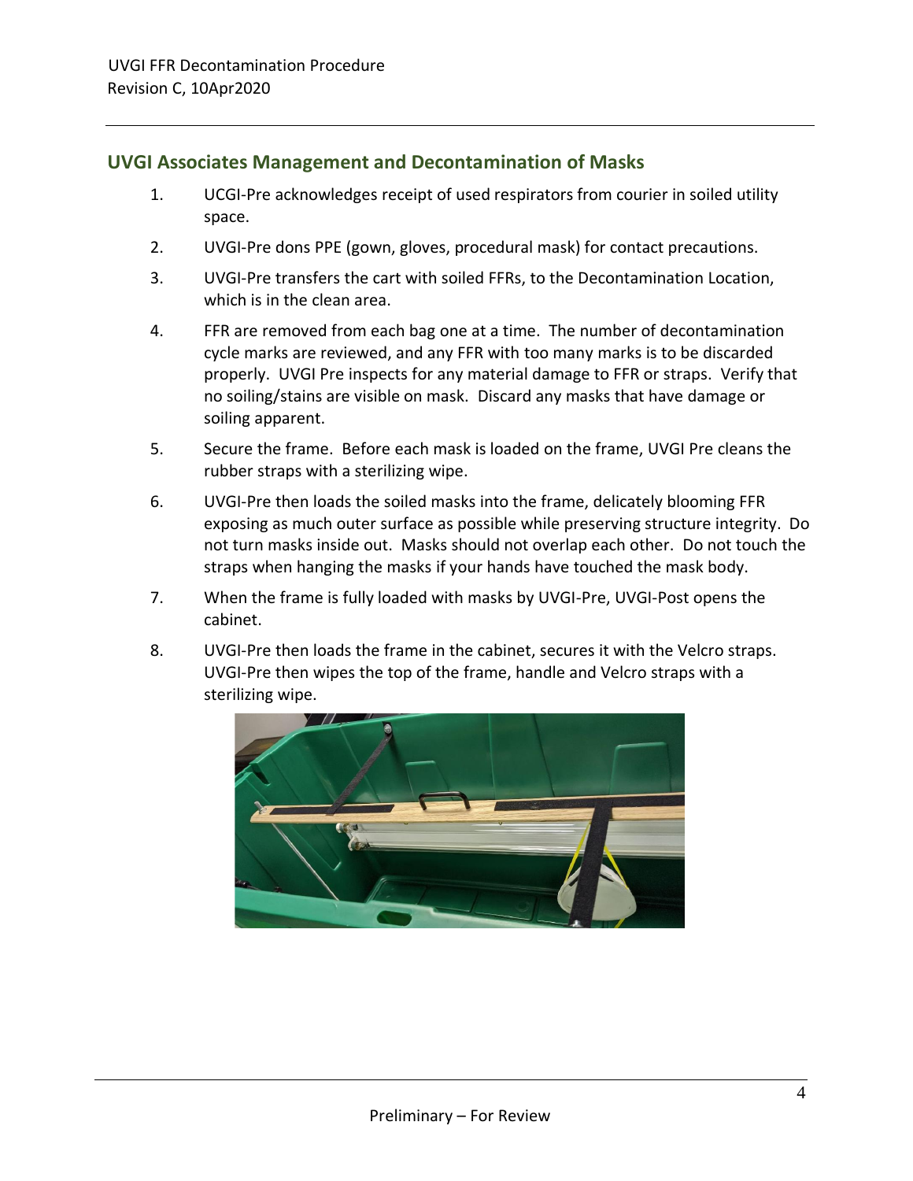## UVGI Associates Management and Decontamination of Masks

1. UCGI-Pre acknowledges receipt of used respirators from courier in soiled utility space.
2. UVGI-Pre dons PPE (gown, gloves, procedural mask) for contact precautions.
3. UVGI-Pre transfers the cart with soiled FFRs, to the Decontamination Location, which is in the clean area.
4. FFR are removed from each bag one at a time. The number of decontamination cycle marks are reviewed, and any FFR with too many marks is to be discarded properly. UVGI Pre inspects for any material damage to FFR or straps. Verify that no soiling/stains are visible on mask. Discard any masks that have damage or soiling apparent.
5. Secure the frame. Before each mask is loaded on the frame, UVGI Pre cleans the rubber straps with a sterilizing wipe.
6. UVGI-Pre then loads the soiled masks into the frame, delicately blooming FFR exposing as much outer surface as possible while preserving structure integrity. Do not turn masks inside out. Masks should not overlap each other. Do not touch the straps when hanging the masks if your hands have touched the mask body.
7. When the frame is fully loaded with masks by UVGI-Pre, UVGI-Post opens the cabinet.
8. UVGI-Pre then loads the frame in the cabinet, secures it with the Velcro straps. UVGI-Pre then wipes the top of the frame, handle and Velcro straps with a sterilizing wipe.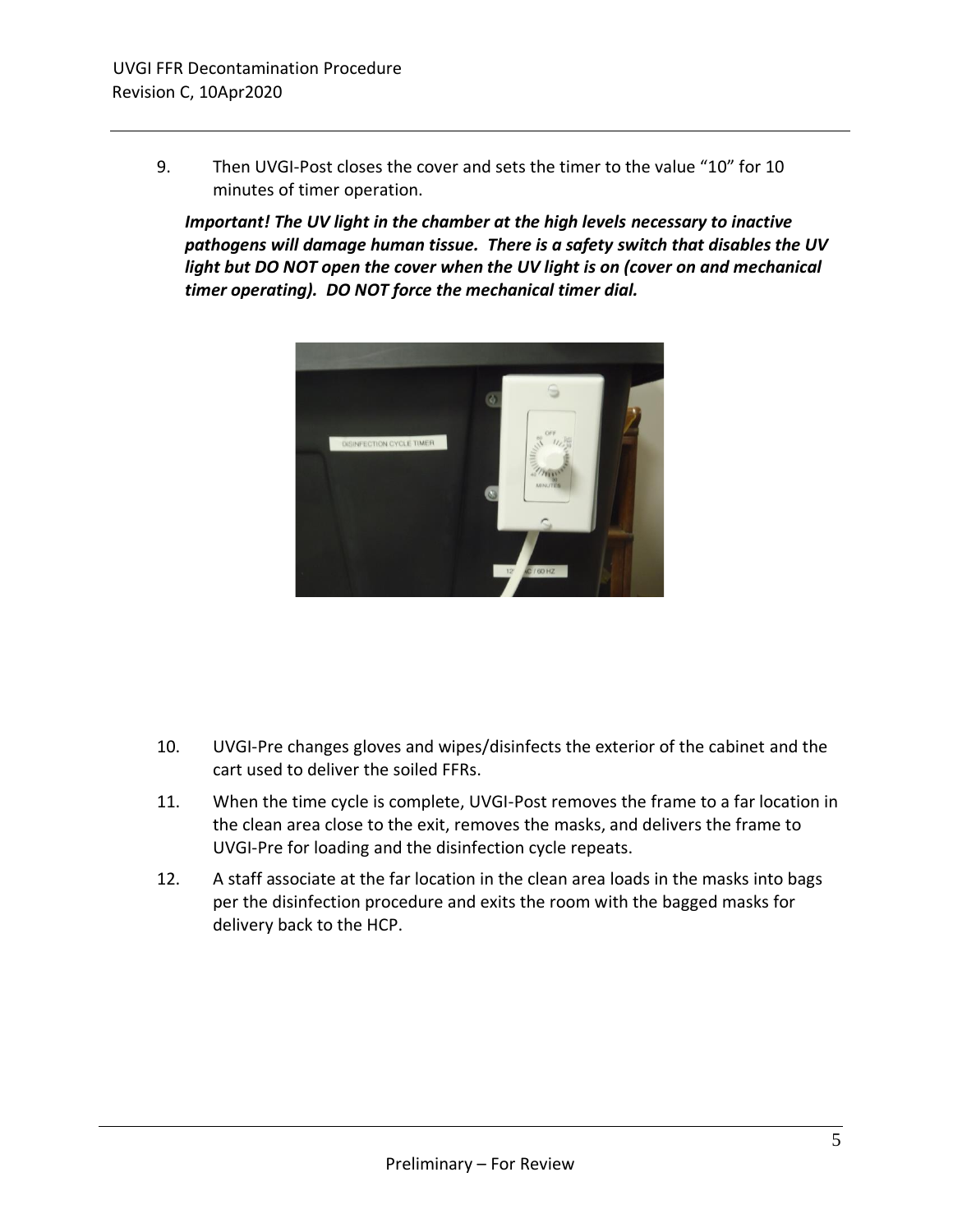9. Then UVGI-Post closes the cover and sets the timer to the value “10” for 10 minutes of timer operation.

   ***Important! The UV light in the chamber at the high levels necessary to inactive pathogens will damage human tissue. There is a safety switch that disables the UV light but DO NOT open the cover when the UV light is on (cover on and mechanical timer operating). DO NOT force the mechanical timer dial.***

10. UVGI-Pre changes gloves and wipes/disinfects the exterior of the cabinet and the cart used to deliver the soiled FFRs.
11. When the time cycle is complete, UVGI-Post removes the frame to a far location in the clean area close to the exit, removes the masks, and delivers the frame to UVGI-Pre for loading and the disinfection cycle repeats.
12. A staff associate at the far location in the clean area loads in the masks into bags per the disinfection procedure and exits the room with the bagged masks for delivery back to the HCP.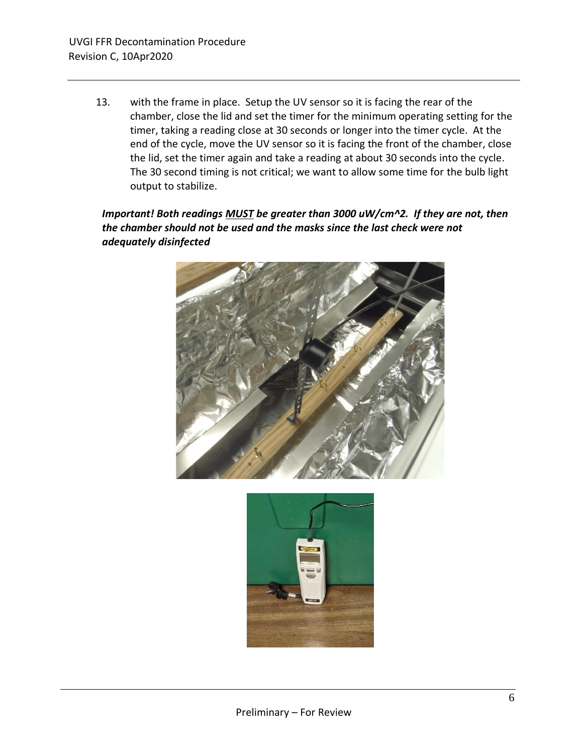13. with the frame in place. Setup the UV sensor so it is facing the rear of the chamber, close the lid and set the timer for the minimum operating setting for the timer, taking a reading close at 30 seconds or longer into the timer cycle. At the end of the cycle, move the UV sensor so it is facing the front of the chamber, close the lid, set the timer again and take a reading at about 30 seconds into the cycle. The 30 second timing is not critical; we want to allow some time for the bulb light output to stabilize.

***Important! Both readings <u>MUST</u> be greater than 3000 uW/cm^2. If they are not, then the chamber should not be used and the masks since the last check were not adequately disinfected***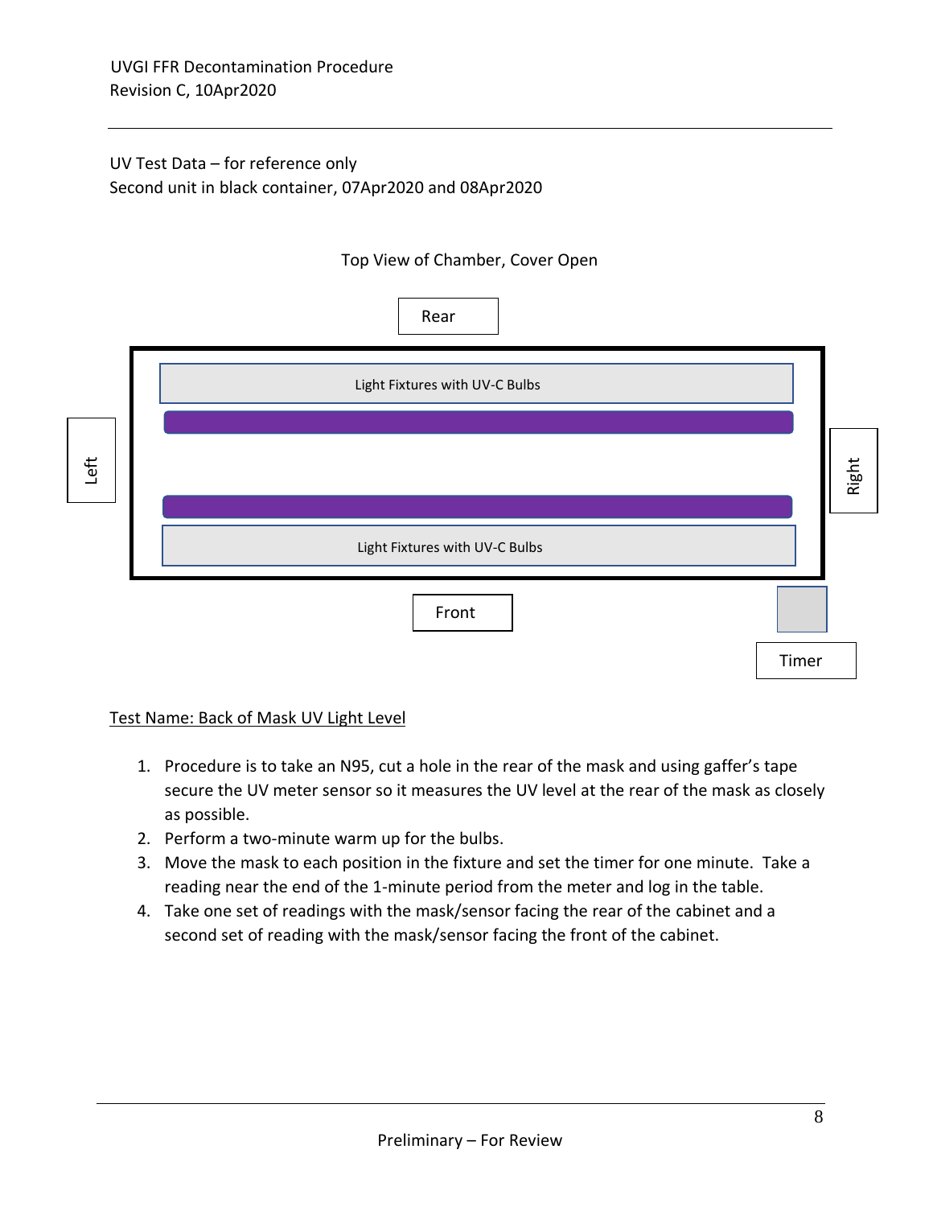UV Test Data – for reference only
Second unit in black container, 07Apr2020 and 08Apr2020

Top View of Chamber, Cover Open

Rear

Light Fixtures with UV-C Bulbs

Left

Right

Light Fixtures with UV-C Bulbs

Front

Timer

<u>Test Name: Back of Mask UV Light Level</u>

1. Procedure is to take an N95, cut a hole in the rear of the mask and using gaffer's tape secure the UV meter sensor so it measures the UV level at the rear of the mask as closely as possible.
2. Perform a two-minute warm up for the bulbs.
3. Move the mask to each position in the fixture and set the timer for one minute. Take a reading near the end of the 1-minute period from the meter and log in the table.
4. Take one set of readings with the mask/sensor facing the rear of the cabinet and a second set of reading with the mask/sensor facing the front of the cabinet.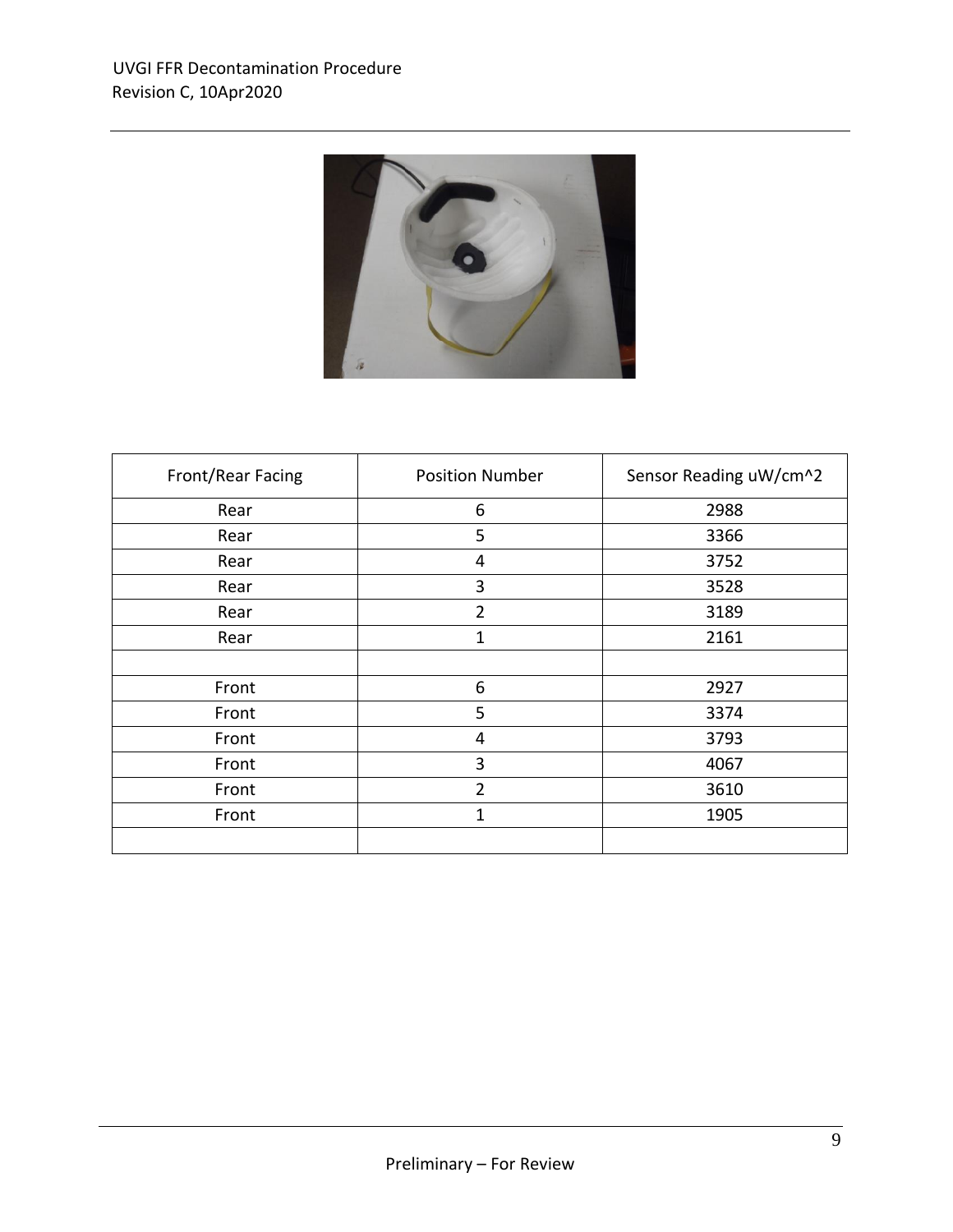| Front/Rear Facing | Position Number | Sensor Reading uW/cm^2 |
| --- | --- | --- |
| Rear | 6 | 2988 |
| Rear | 5 | 3366 |
| Rear | 4 | 3752 |
| Rear | 3 | 3528 |
| Rear | 2 | 3189 |
| Rear | 1 | 2161 |
| | | |
| Front | 6 | 2927 |
| Front | 5 | 3374 |
| Front | 4 | 3793 |
| Front | 3 | 4067 |
| Front | 2 | 3610 |
| Front | 1 | 1905 |
| | | |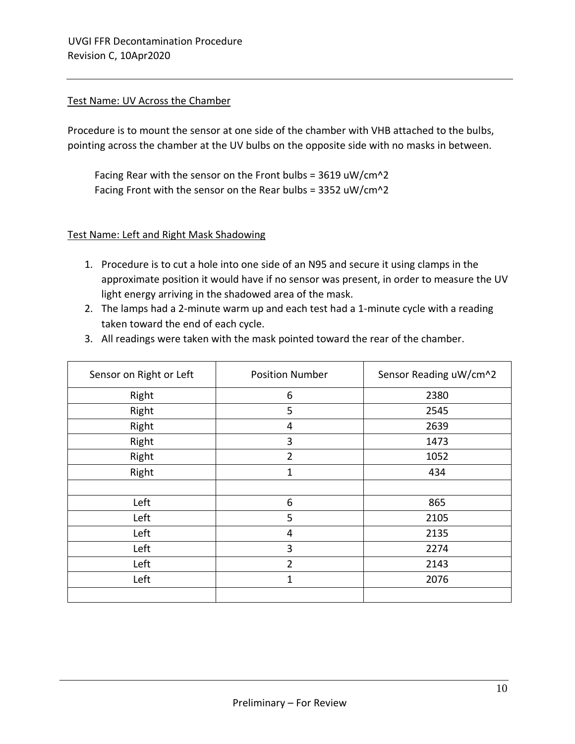Test Name: UV Across the Chamber

Procedure is to mount the sensor at one side of the chamber with VHB attached to the bulbs, pointing across the chamber at the UV bulbs on the opposite side with no masks in between.

Facing Rear with the sensor on the Front bulbs = 3619 uW/cm^2
Facing Front with the sensor on the Rear bulbs = 3352 uW/cm^2

Test Name: Left and Right Mask Shadowing

1. Procedure is to cut a hole into one side of an N95 and secure it using clamps in the approximate position it would have if no sensor was present, in order to measure the UV light energy arriving in the shadowed area of the mask.
2. The lamps had a 2-minute warm up and each test had a 1-minute cycle with a reading taken toward the end of each cycle.
3. All readings were taken with the mask pointed toward the rear of the chamber.

| Sensor on Right or Left | Position Number | Sensor Reading uW/cm^2 |
|---|---|---|
| Right | 6 | 2380 |
| Right | 5 | 2545 |
| Right | 4 | 2639 |
| Right | 3 | 1473 |
| Right | 2 | 1052 |
| Right | 1 | 434 |
| | | |
| Left | 6 | 865 |
| Left | 5 | 2105 |
| Left | 4 | 2135 |
| Left | 3 | 2274 |
| Left | 2 | 2143 |
| Left | 1 | 2076 |
| | | |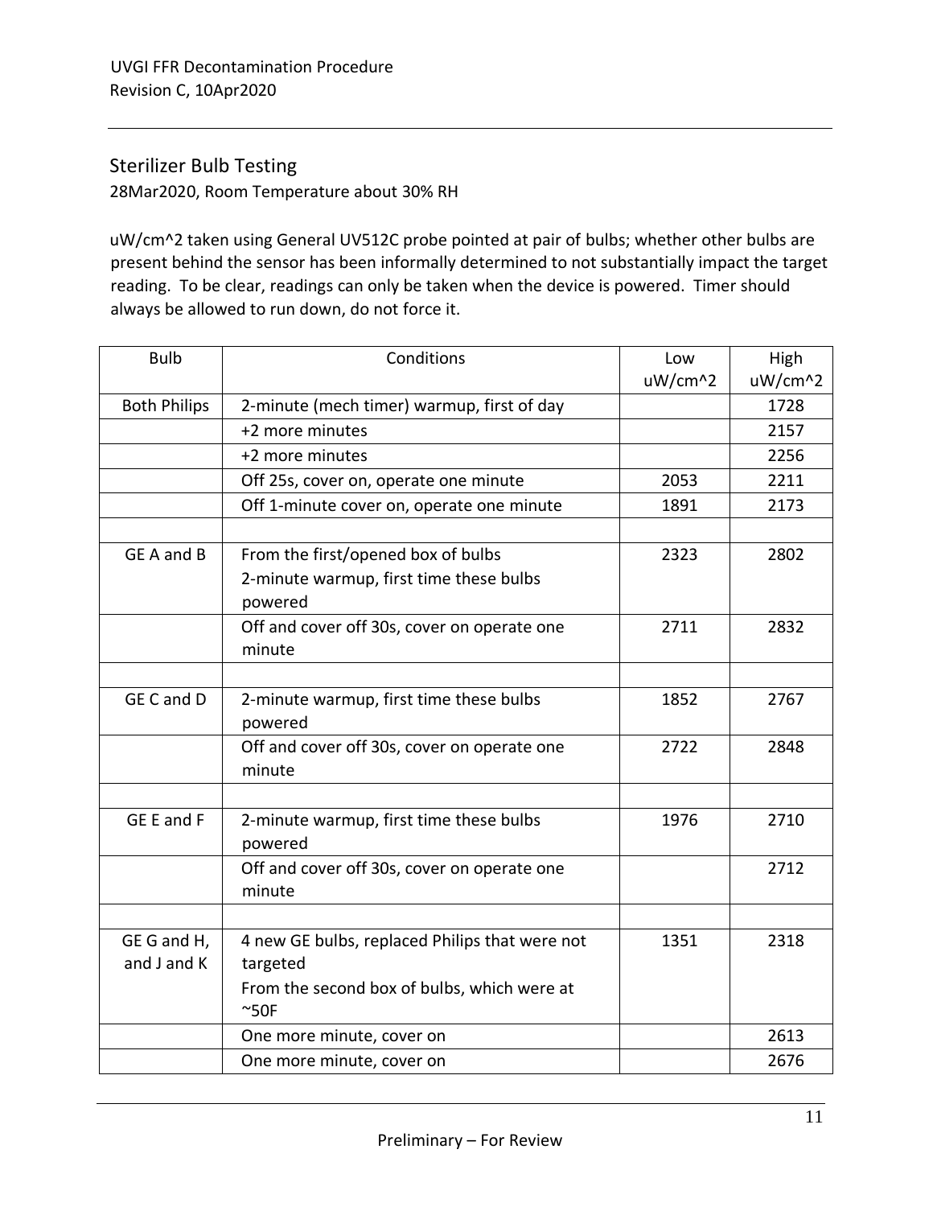## Sterilizer Bulb Testing

28Mar2020, Room Temperature about 30% RH

uW/cm^2 taken using General UV512C probe pointed at pair of bulbs; whether other bulbs are present behind the sensor has been informally determined to not substantially impact the target reading. To be clear, readings can only be taken when the device is powered. Timer should always be allowed to run down, do not force it.

| Bulb | Conditions | Low uW/cm^2 | High uW/cm^2 |
|---|---|---|---|
| Both Philips | 2-minute (mech timer) warmup, first of day | | 1728 |
| | +2 more minutes | | 2157 |
| | +2 more minutes | | 2256 |
| | Off 25s, cover on, operate one minute | 2053 | 2211 |
| | Off 1-minute cover on, operate one minute | 1891 | 2173 |
| | | | |
| GE A and B | From the first/opened box of bulbs<br>2-minute warmup, first time these bulbs powered | 2323 | 2802 |
| | Off and cover off 30s, cover on operate one minute | 2711 | 2832 |
| | | | |
| GE C and D | 2-minute warmup, first time these bulbs powered | 1852 | 2767 |
| | Off and cover off 30s, cover on operate one minute | 2722 | 2848 |
| | | | |
| GE E and F | 2-minute warmup, first time these bulbs powered | 1976 | 2710 |
| | Off and cover off 30s, cover on operate one minute | | 2712 |
| | | | |
| GE G and H, and J and K | 4 new GE bulbs, replaced Philips that were not targeted<br>From the second box of bulbs, which were at ~50F | 1351 | 2318 |
| | One more minute, cover on | | 2613 |
| | One more minute, cover on | | 2676 |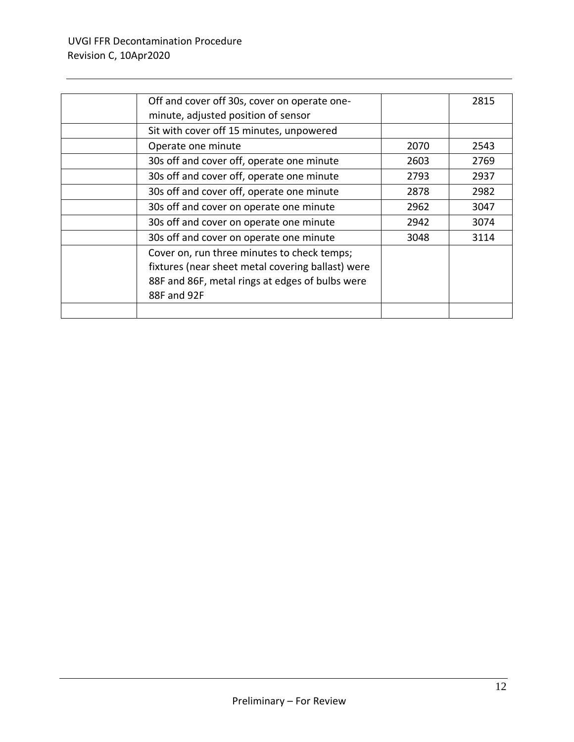|  |  |  |  |
|---|---|---|---|
|  | Off and cover off 30s, cover on operate one-minute, adjusted position of sensor |  | 2815 |
|  | Sit with cover off 15 minutes, unpowered |  |  |
|  | Operate one minute | 2070 | 2543 |
|  | 30s off and cover off, operate one minute | 2603 | 2769 |
|  | 30s off and cover off, operate one minute | 2793 | 2937 |
|  | 30s off and cover off, operate one minute | 2878 | 2982 |
|  | 30s off and cover on operate one minute | 2962 | 3047 |
|  | 30s off and cover on operate one minute | 2942 | 3074 |
|  | 30s off and cover on operate one minute | 3048 | 3114 |
|  | Cover on, run three minutes to check temps; fixtures (near sheet metal covering ballast) were 88F and 86F, metal rings at edges of bulbs were 88F and 92F |  |  |
|  |  |  |  |

Preliminary – For Review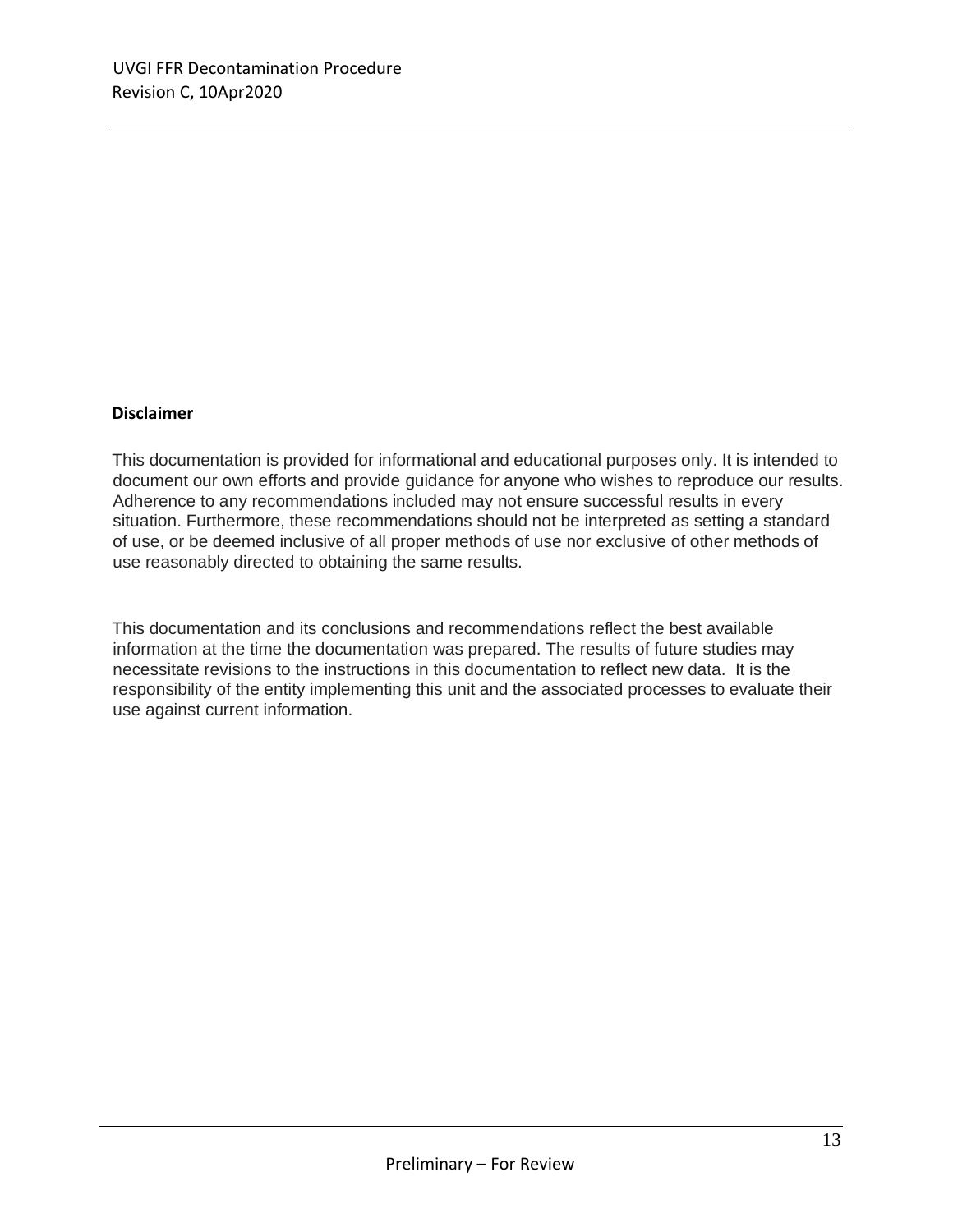**Disclaimer**

This documentation is provided for informational and educational purposes only. It is intended to document our own efforts and provide guidance for anyone who wishes to reproduce our results. Adherence to any recommendations included may not ensure successful results in every situation. Furthermore, these recommendations should not be interpreted as setting a standard of use, or be deemed inclusive of all proper methods of use nor exclusive of other methods of use reasonably directed to obtaining the same results.

This documentation and its conclusions and recommendations reflect the best available information at the time the documentation was prepared. The results of future studies may necessitate revisions to the instructions in this documentation to reflect new data. It is the responsibility of the entity implementing this unit and the associated processes to evaluate their use against current information.